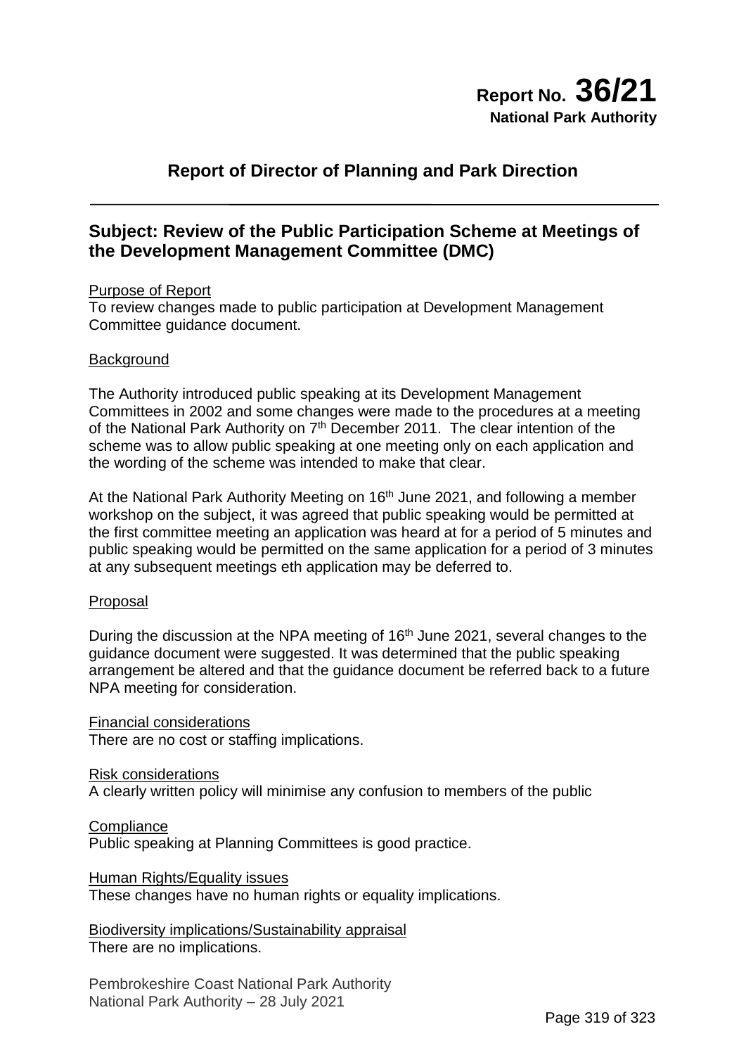**Report No. 36/21**
**National Park Authority**

## Report of Director of Planning and Park Direction

## Subject: Review of the Public Participation Scheme at Meetings of the Development Management Committee (DMC)

Purpose of Report
To review changes made to public participation at Development Management Committee guidance document.

Background

The Authority introduced public speaking at its Development Management Committees in 2002 and some changes were made to the procedures at a meeting of the National Park Authority on 7th December 2011. The clear intention of the scheme was to allow public speaking at one meeting only on each application and the wording of the scheme was intended to make that clear.

At the National Park Authority Meeting on 16th June 2021, and following a member workshop on the subject, it was agreed that public speaking would be permitted at the first committee meeting an application was heard at for a period of 5 minutes and public speaking would be permitted on the same application for a period of 3 minutes at any subsequent meetings eth application may be deferred to.

Proposal

During the discussion at the NPA meeting of 16th June 2021, several changes to the guidance document were suggested. It was determined that the public speaking arrangement be altered and that the guidance document be referred back to a future NPA meeting for consideration.

Financial considerations
There are no cost or staffing implications.

Risk considerations
A clearly written policy will minimise any confusion to members of the public

Compliance
Public speaking at Planning Committees is good practice.

Human Rights/Equality issues
These changes have no human rights or equality implications.

Biodiversity implications/Sustainability appraisal
There are no implications.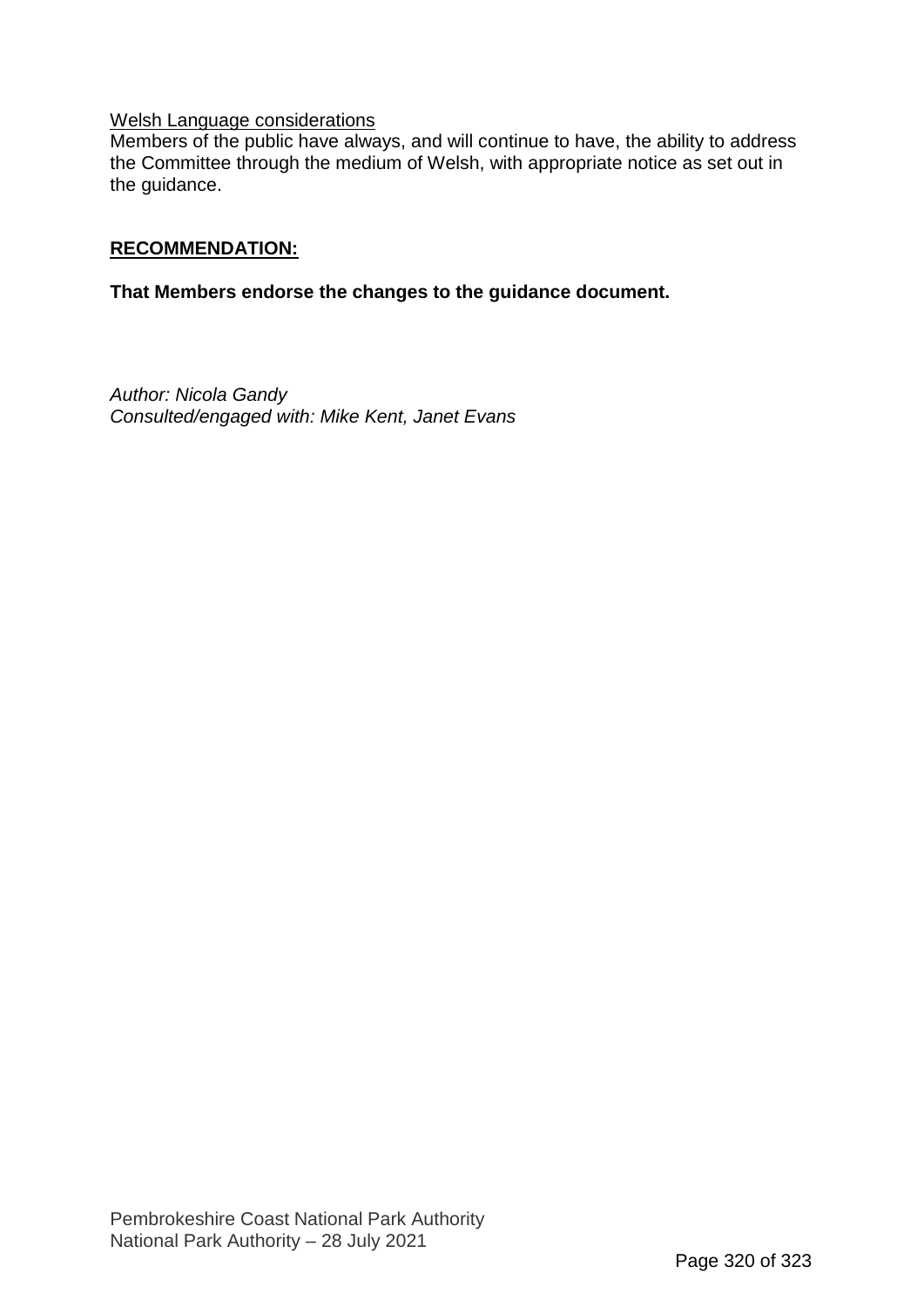Welsh Language considerations

Members of the public have always, and will continue to have, the ability to address the Committee through the medium of Welsh, with appropriate notice as set out in the guidance.

**RECOMMENDATION:**

**That Members endorse the changes to the guidance document.**

*Author: Nicola Gandy*
*Consulted/engaged with: Mike Kent, Janet Evans*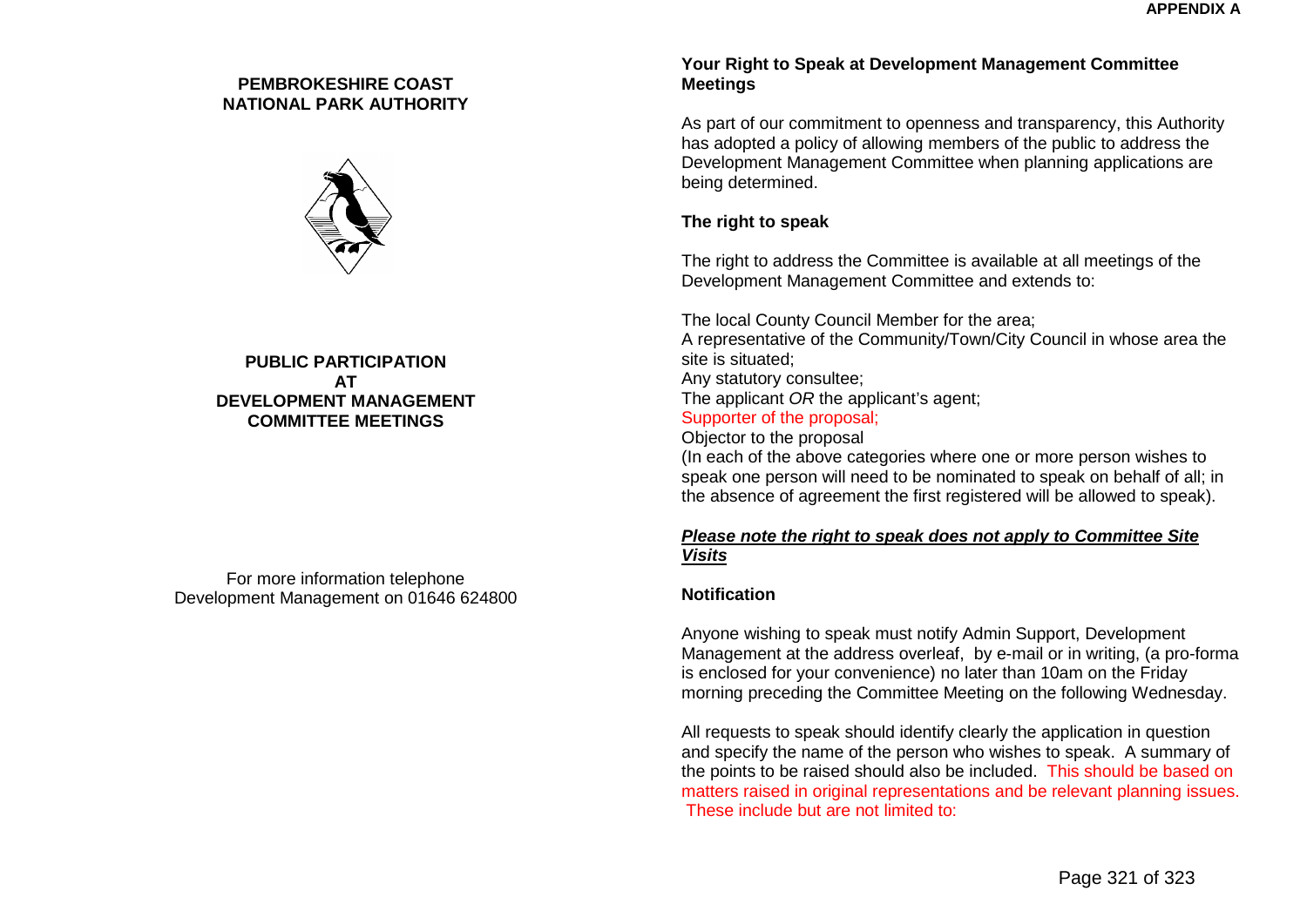APPENDIX A

# PEMBROKESHIRE COAST NATIONAL PARK AUTHORITY

## PUBLIC PARTICIPATION AT DEVELOPMENT MANAGEMENT COMMITTEE MEETINGS

For more information telephone Development Management on 01646 624800

## Your Right to Speak at Development Management Committee Meetings

As part of our commitment to openness and transparency, this Authority has adopted a policy of allowing members of the public to address the Development Management Committee when planning applications are being determined.

### The right to speak

The right to address the Committee is available at all meetings of the Development Management Committee and extends to:

The local County Council Member for the area;
A representative of the Community/Town/City Council in whose area the site is situated;
Any statutory consultee;
The applicant *OR* the applicant's agent;
Supporter of the proposal;
Objector to the proposal
(In each of the above categories where one or more person wishes to speak one person will need to be nominated to speak on behalf of all; in the absence of agreement the first registered will be allowed to speak).

***Please note the right to speak does not apply to Committee Site Visits***

### Notification

Anyone wishing to speak must notify Admin Support, Development Management at the address overleaf, by e-mail or in writing, (a pro-forma is enclosed for your convenience) no later than 10am on the Friday morning preceding the Committee Meeting on the following Wednesday.

All requests to speak should identify clearly the application in question and specify the name of the person who wishes to speak. A summary of the points to be raised should also be included. This should be based on matters raised in original representations and be relevant planning issues. These include but are not limited to: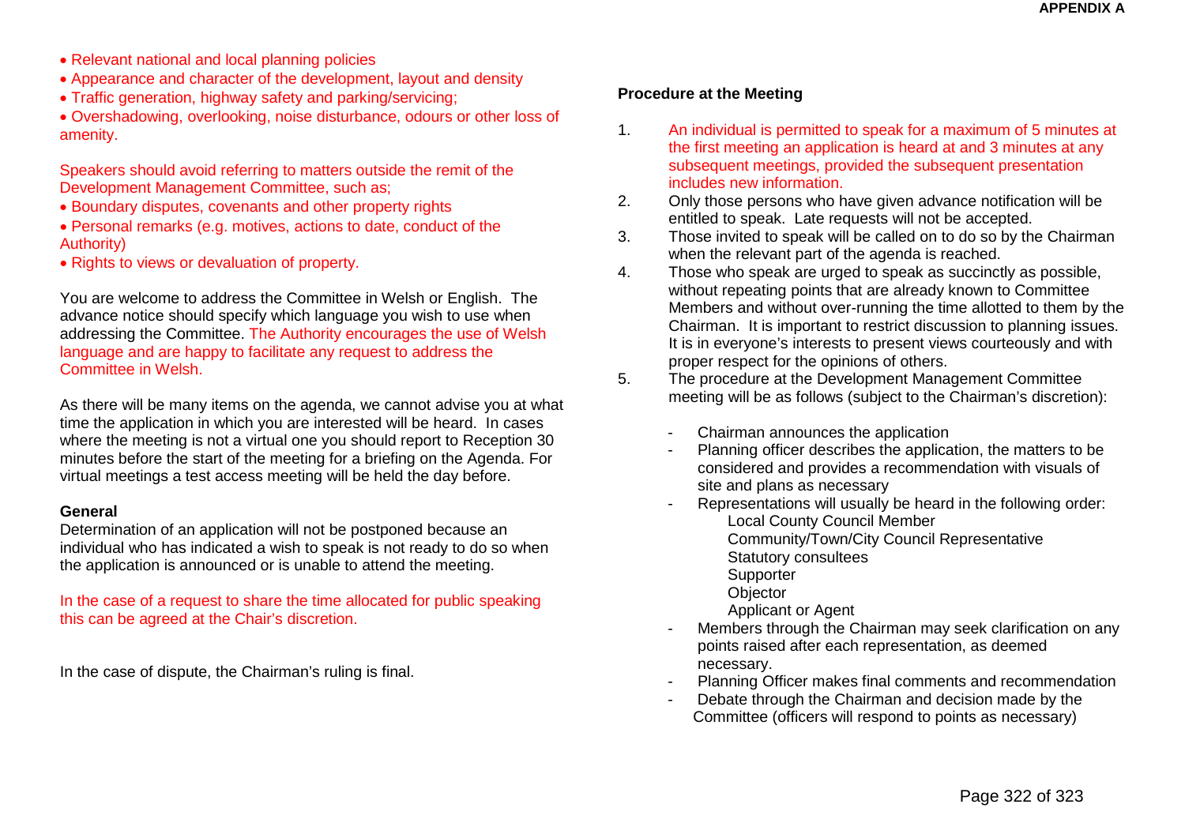- Relevant national and local planning policies
- Appearance and character of the development, layout and density
- Traffic generation, highway safety and parking/servicing;
- Overshadowing, overlooking, noise disturbance, odours or other loss of amenity.

Speakers should avoid referring to matters outside the remit of the Development Management Committee, such as;

- Boundary disputes, covenants and other property rights
- Personal remarks (e.g. motives, actions to date, conduct of the Authority)
- Rights to views or devaluation of property.

You are welcome to address the Committee in Welsh or English. The advance notice should specify which language you wish to use when addressing the Committee. The Authority encourages the use of Welsh language and are happy to facilitate any request to address the Committee in Welsh.

As there will be many items on the agenda, we cannot advise you at what time the application in which you are interested will be heard. In cases where the meeting is not a virtual one you should report to Reception 30 minutes before the start of the meeting for a briefing on the Agenda. For virtual meetings a test access meeting will be held the day before.

**General**

Determination of an application will not be postponed because an individual who has indicated a wish to speak is not ready to do so when the application is announced or is unable to attend the meeting.

In the case of a request to share the time allocated for public speaking this can be agreed at the Chair's discretion.

In the case of dispute, the Chairman's ruling is final.

**Procedure at the Meeting**

1. An individual is permitted to speak for a maximum of 5 minutes at the first meeting an application is heard at and 3 minutes at any subsequent meetings, provided the subsequent presentation includes new information.
2. Only those persons who have given advance notification will be entitled to speak. Late requests will not be accepted.
3. Those invited to speak will be called on to do so by the Chairman when the relevant part of the agenda is reached.
4. Those who speak are urged to speak as succinctly as possible, without repeating points that are already known to Committee Members and without over-running the time allotted to them by the Chairman. It is important to restrict discussion to planning issues. It is in everyone's interests to present views courteously and with proper respect for the opinions of others.
5. The procedure at the Development Management Committee meeting will be as follows (subject to the Chairman's discretion):

   - Chairman announces the application
   - Planning officer describes the application, the matters to be considered and provides a recommendation with visuals of site and plans as necessary
   - Representations will usually be heard in the following order:
     - Local County Council Member
     - Community/Town/City Council Representative
     - Statutory consultees
     - Supporter
     - Objector
     - Applicant or Agent
   - Members through the Chairman may seek clarification on any points raised after each representation, as deemed necessary.
   - Planning Officer makes final comments and recommendation
   - Debate through the Chairman and decision made by the Committee (officers will respond to points as necessary)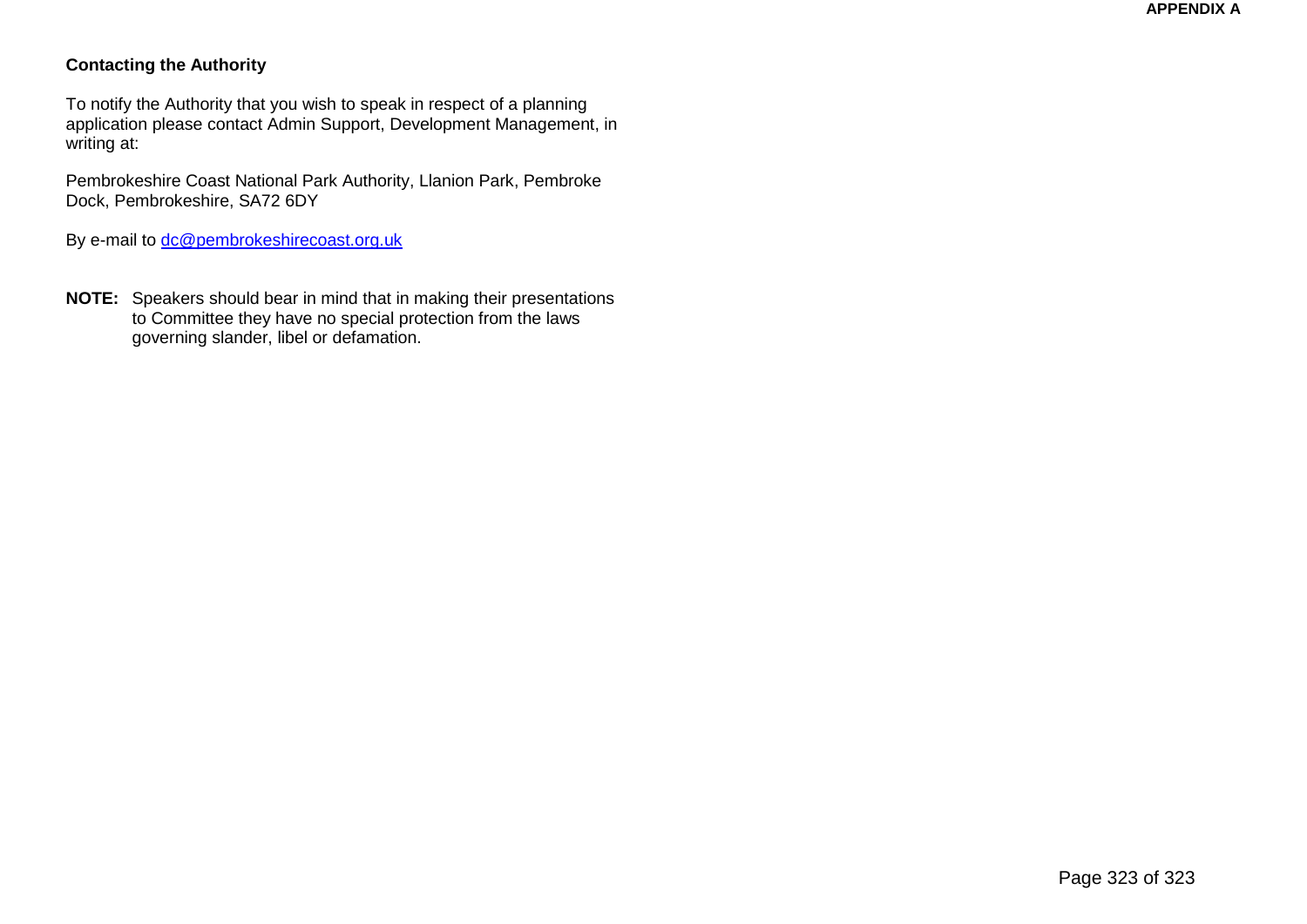**Contacting the Authority**

To notify the Authority that you wish to speak in respect of a planning application please contact Admin Support, Development Management, in writing at:

Pembrokeshire Coast National Park Authority, Llanion Park, Pembroke Dock, Pembrokeshire, SA72 6DY

By e-mail to dc@pembrokeshirecoast.org.uk

**NOTE:** Speakers should bear in mind that in making their presentations to Committee they have no special protection from the laws governing slander, libel or defamation.